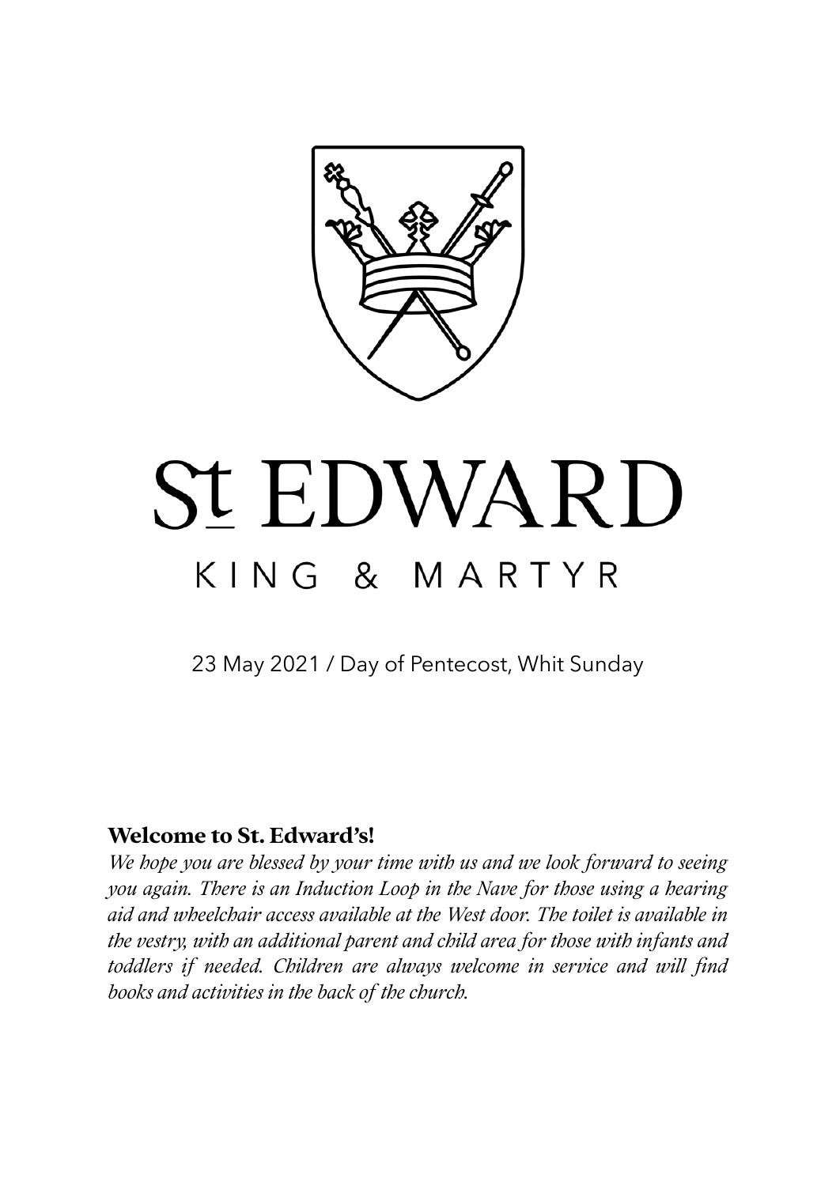# St EDWARD

## KING & MARTYR

23 May 2021 / Day of Pentecost, Whit Sunday

### Welcome to St. Edward's!

*We hope you are blessed by your time with us and we look forward to seeing you again. There is an Induction Loop in the Nave for those using a hearing aid and wheelchair access available at the West door. The toilet is available in the vestry, with an additional parent and child area for those with infants and toddlers if needed. Children are always welcome in service and will find books and activities in the back of the church.*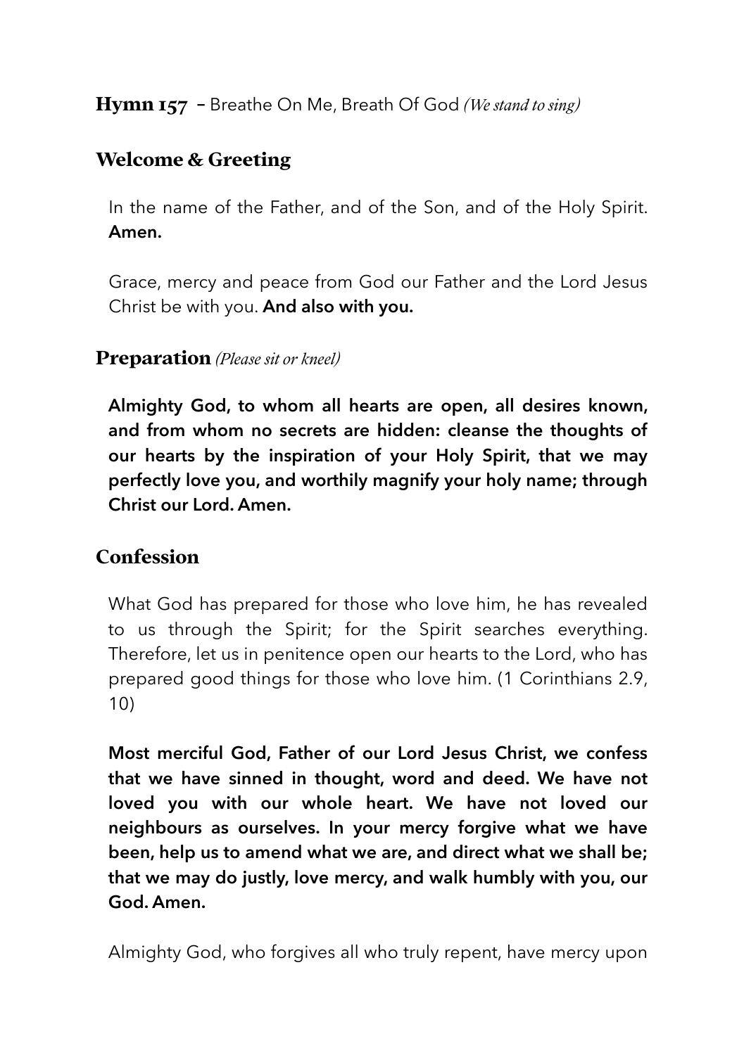**Hymn 157** – Breathe On Me, Breath Of God *(We stand to sing)*

## Welcome & Greeting

In the name of the Father, and of the Son, and of the Holy Spirit. **Amen.**

Grace, mercy and peace from God our Father and the Lord Jesus Christ be with you. **And also with you.**

## Preparation *(Please sit or kneel)*

**Almighty God, to whom all hearts are open, all desires known, and from whom no secrets are hidden: cleanse the thoughts of our hearts by the inspiration of your Holy Spirit, that we may perfectly love you, and worthily magnify your holy name; through Christ our Lord. Amen.**

## Confession

What God has prepared for those who love him, he has revealed to us through the Spirit; for the Spirit searches everything. Therefore, let us in penitence open our hearts to the Lord, who has prepared good things for those who love him. (1 Corinthians 2.9, 10)

**Most merciful God, Father of our Lord Jesus Christ, we confess that we have sinned in thought, word and deed. We have not loved you with our whole heart. We have not loved our neighbours as ourselves. In your mercy forgive what we have been, help us to amend what we are, and direct what we shall be; that we may do justly, love mercy, and walk humbly with you, our God. Amen.**

Almighty God, who forgives all who truly repent, have mercy upon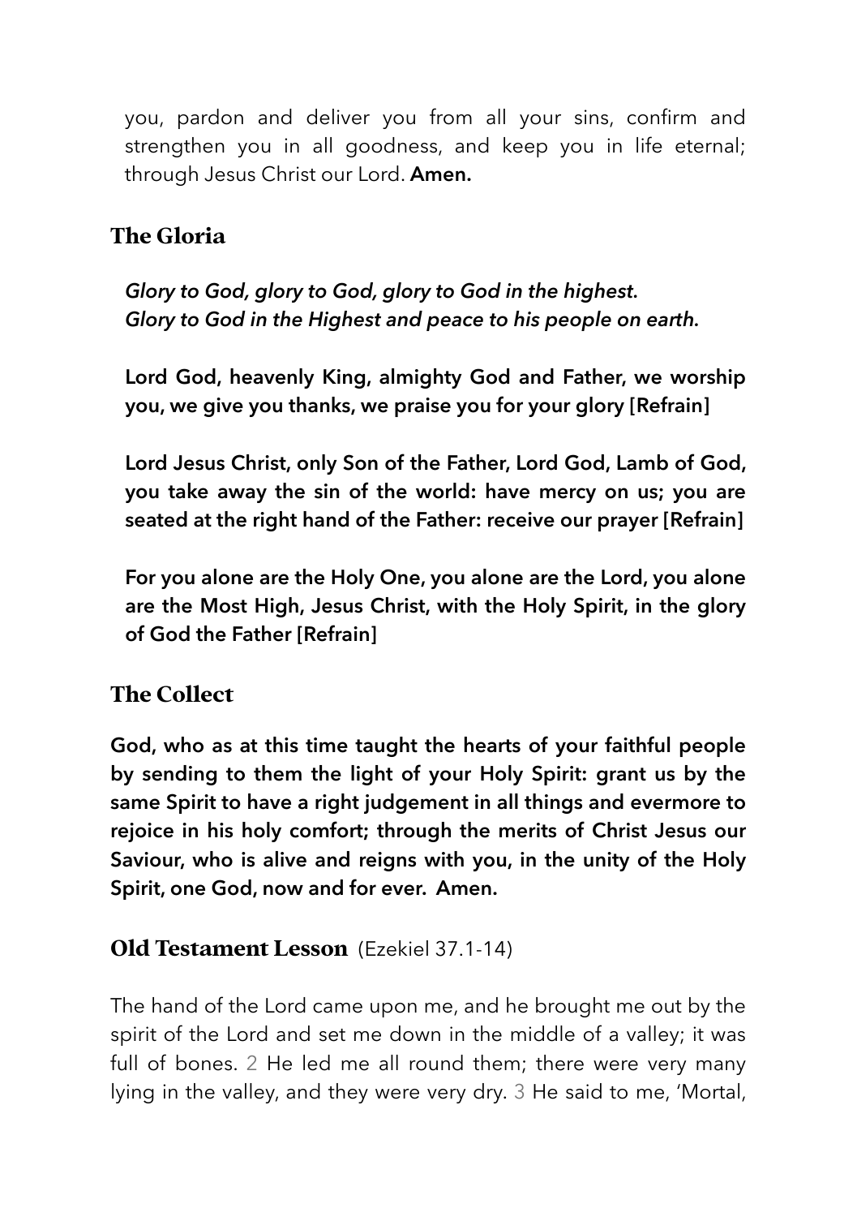you, pardon and deliver you from all your sins, confirm and strengthen you in all goodness, and keep you in life eternal; through Jesus Christ our Lord. **Amen.**

## The Gloria

***Glory to God, glory to God, glory to God in the highest.***
***Glory to God in the Highest and peace to his people on earth.***

**Lord God, heavenly King, almighty God and Father, we worship you, we give you thanks, we praise you for your glory [Refrain]**

**Lord Jesus Christ, only Son of the Father, Lord God, Lamb of God, you take away the sin of the world: have mercy on us; you are seated at the right hand of the Father: receive our prayer [Refrain]**

**For you alone are the Holy One, you alone are the Lord, you alone are the Most High, Jesus Christ, with the Holy Spirit, in the glory of God the Father [Refrain]**

## The Collect

**God, who as at this time taught the hearts of your faithful people by sending to them the light of your Holy Spirit: grant us by the same Spirit to have a right judgement in all things and evermore to rejoice in his holy comfort; through the merits of Christ Jesus our Saviour, who is alive and reigns with you, in the unity of the Holy Spirit, one God, now and for ever. Amen.**

## Old Testament Lesson (Ezekiel 37.1-14)

The hand of the Lord came upon me, and he brought me out by the spirit of the Lord and set me down in the middle of a valley; it was full of bones. 2 He led me all round them; there were very many lying in the valley, and they were very dry. 3 He said to me, 'Mortal,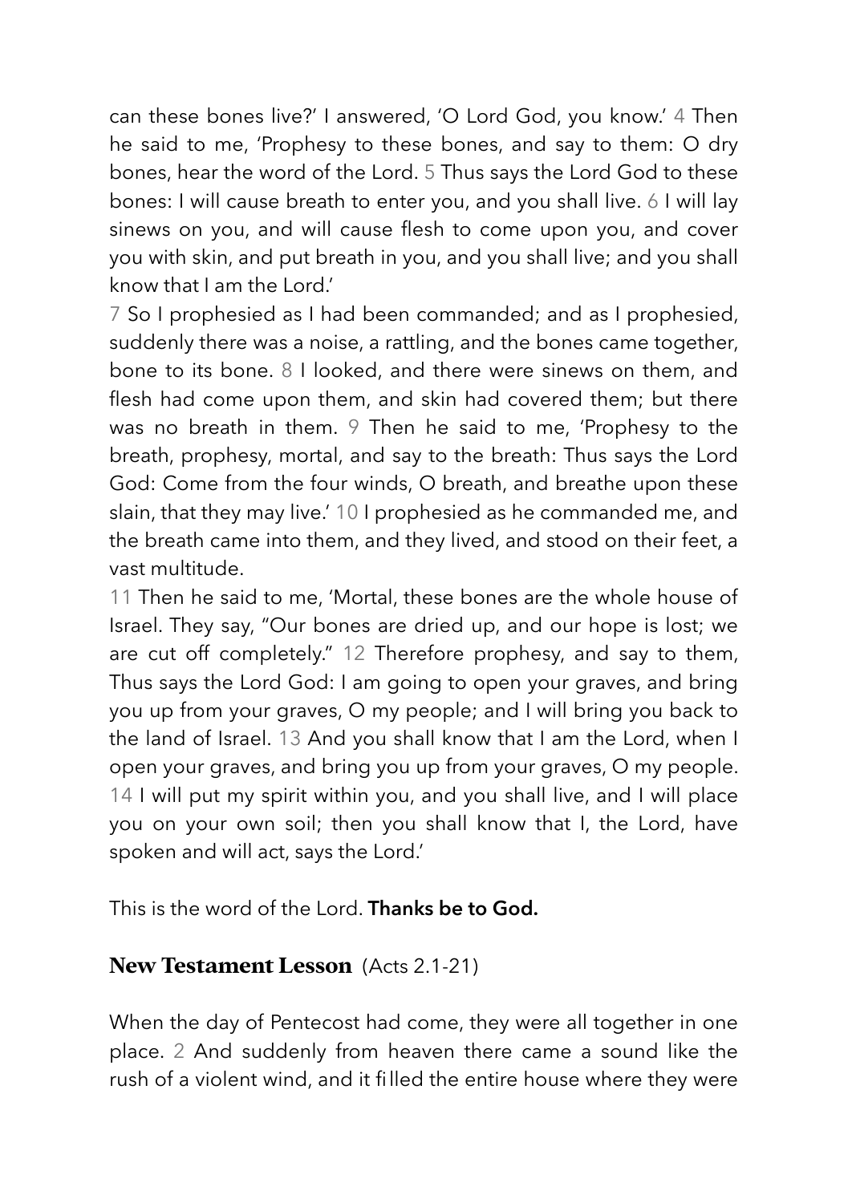can these bones live?' I answered, 'O Lord God, you know.' 4 Then he said to me, 'Prophesy to these bones, and say to them: O dry bones, hear the word of the Lord. 5 Thus says the Lord God to these bones: I will cause breath to enter you, and you shall live. 6 I will lay sinews on you, and will cause flesh to come upon you, and cover you with skin, and put breath in you, and you shall live; and you shall know that I am the Lord.'

7 So I prophesied as I had been commanded; and as I prophesied, suddenly there was a noise, a rattling, and the bones came together, bone to its bone. 8 I looked, and there were sinews on them, and flesh had come upon them, and skin had covered them; but there was no breath in them. 9 Then he said to me, 'Prophesy to the breath, prophesy, mortal, and say to the breath: Thus says the Lord God: Come from the four winds, O breath, and breathe upon these slain, that they may live.' 10 I prophesied as he commanded me, and the breath came into them, and they lived, and stood on their feet, a vast multitude.

11 Then he said to me, 'Mortal, these bones are the whole house of Israel. They say, "Our bones are dried up, and our hope is lost; we are cut off completely." 12 Therefore prophesy, and say to them, Thus says the Lord God: I am going to open your graves, and bring you up from your graves, O my people; and I will bring you back to the land of Israel. 13 And you shall know that I am the Lord, when I open your graves, and bring you up from your graves, O my people. 14 I will put my spirit within you, and you shall live, and I will place you on your own soil; then you shall know that I, the Lord, have spoken and will act, says the Lord.'

This is the word of the Lord. **Thanks be to God.**

### New Testament Lesson (Acts 2.1-21)

When the day of Pentecost had come, they were all together in one place. 2 And suddenly from heaven there came a sound like the rush of a violent wind, and it filled the entire house where they were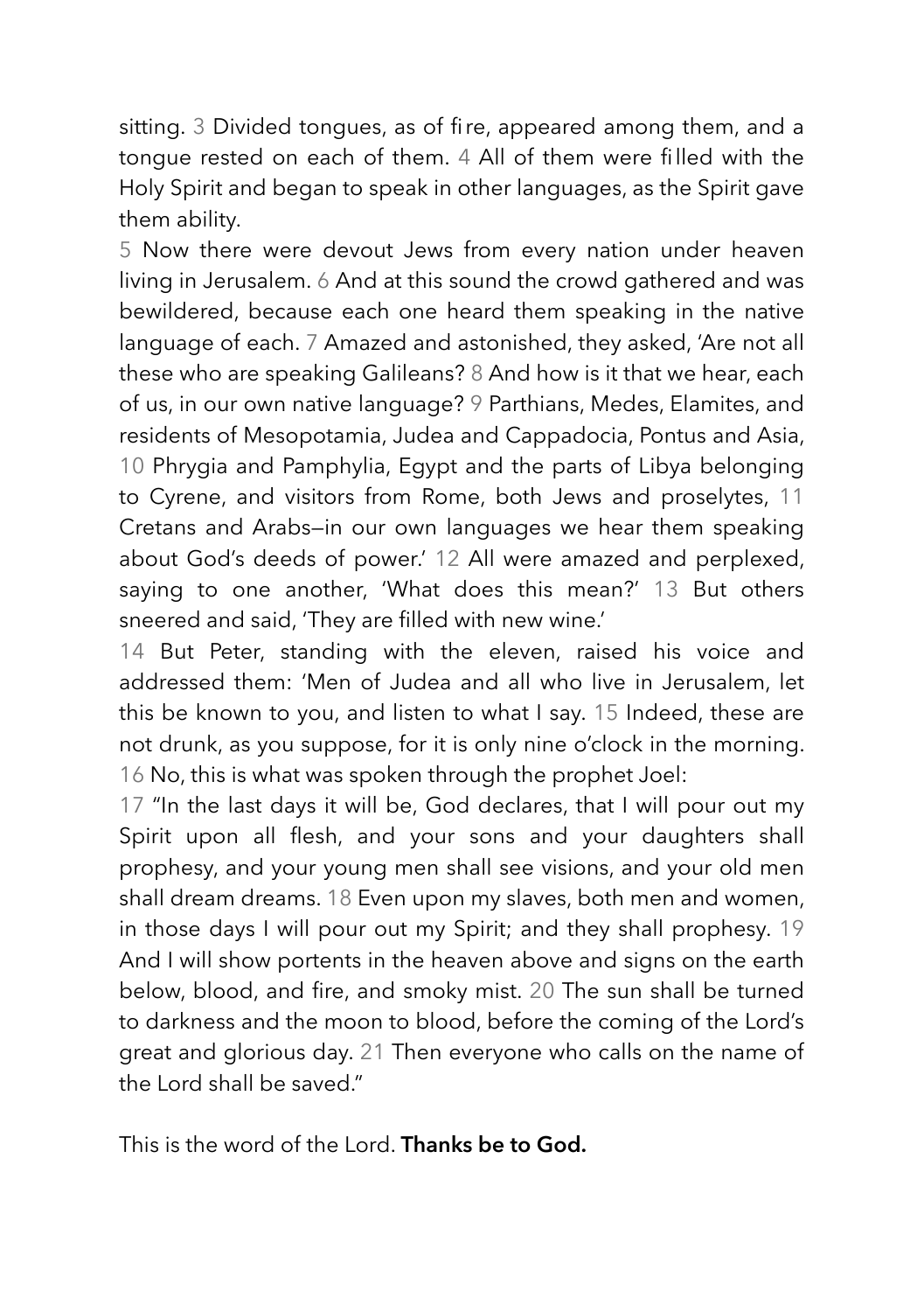sitting. 3 Divided tongues, as of fire, appeared among them, and a tongue rested on each of them. 4 All of them were filled with the Holy Spirit and began to speak in other languages, as the Spirit gave them ability.

5 Now there were devout Jews from every nation under heaven living in Jerusalem. 6 And at this sound the crowd gathered and was bewildered, because each one heard them speaking in the native language of each. 7 Amazed and astonished, they asked, 'Are not all these who are speaking Galileans? 8 And how is it that we hear, each of us, in our own native language? 9 Parthians, Medes, Elamites, and residents of Mesopotamia, Judea and Cappadocia, Pontus and Asia, 10 Phrygia and Pamphylia, Egypt and the parts of Libya belonging to Cyrene, and visitors from Rome, both Jews and proselytes, 11 Cretans and Arabs—in our own languages we hear them speaking about God's deeds of power.' 12 All were amazed and perplexed, saying to one another, 'What does this mean?' 13 But others sneered and said, 'They are filled with new wine.'

14 But Peter, standing with the eleven, raised his voice and addressed them: 'Men of Judea and all who live in Jerusalem, let this be known to you, and listen to what I say. 15 Indeed, these are not drunk, as you suppose, for it is only nine o'clock in the morning. 16 No, this is what was spoken through the prophet Joel:

17 "In the last days it will be, God declares, that I will pour out my Spirit upon all flesh, and your sons and your daughters shall prophesy, and your young men shall see visions, and your old men shall dream dreams. 18 Even upon my slaves, both men and women, in those days I will pour out my Spirit; and they shall prophesy. 19 And I will show portents in the heaven above and signs on the earth below, blood, and fire, and smoky mist. 20 The sun shall be turned to darkness and the moon to blood, before the coming of the Lord's great and glorious day. 21 Then everyone who calls on the name of the Lord shall be saved."

This is the word of the Lord. **Thanks be to God.**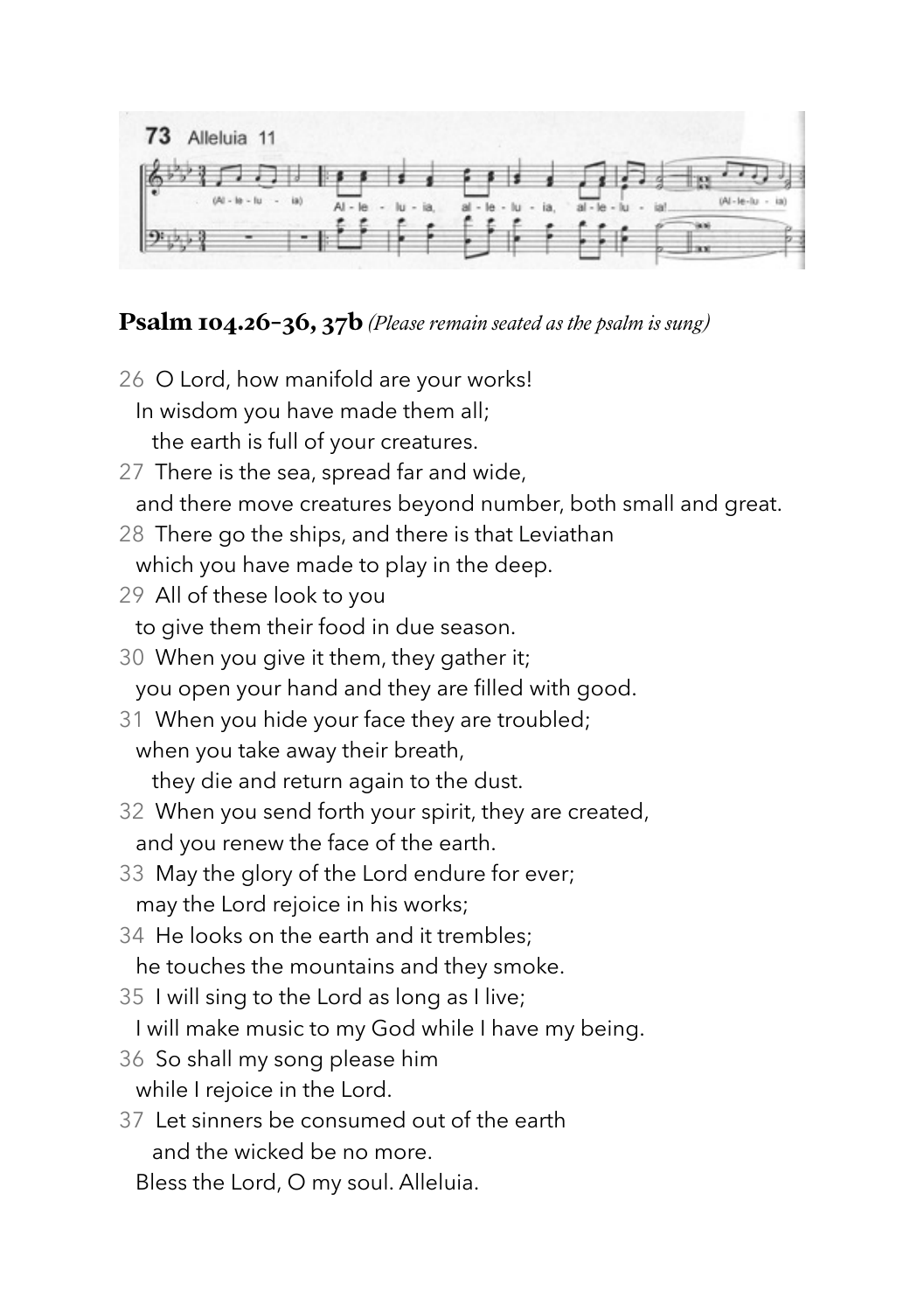73 Alleluia 11

**Psalm 104.26-36, 37b** *(Please remain seated as the psalm is sung)*

26 O Lord, how manifold are your works!
In wisdom you have made them all;
the earth is full of your creatures.

27 There is the sea, spread far and wide,
and there move creatures beyond number, both small and great.

28 There go the ships, and there is that Leviathan
which you have made to play in the deep.

29 All of these look to you
to give them their food in due season.

30 When you give it them, they gather it;
you open your hand and they are filled with good.

31 When you hide your face they are troubled;
when you take away their breath,
they die and return again to the dust.

32 When you send forth your spirit, they are created,
and you renew the face of the earth.

33 May the glory of the Lord endure for ever;
may the Lord rejoice in his works;

34 He looks on the earth and it trembles;
he touches the mountains and they smoke.

35 I will sing to the Lord as long as I live;
I will make music to my God while I have my being.

36 So shall my song please him
while I rejoice in the Lord.

37 Let sinners be consumed out of the earth
and the wicked be no more.
Bless the Lord, O my soul. Alleluia.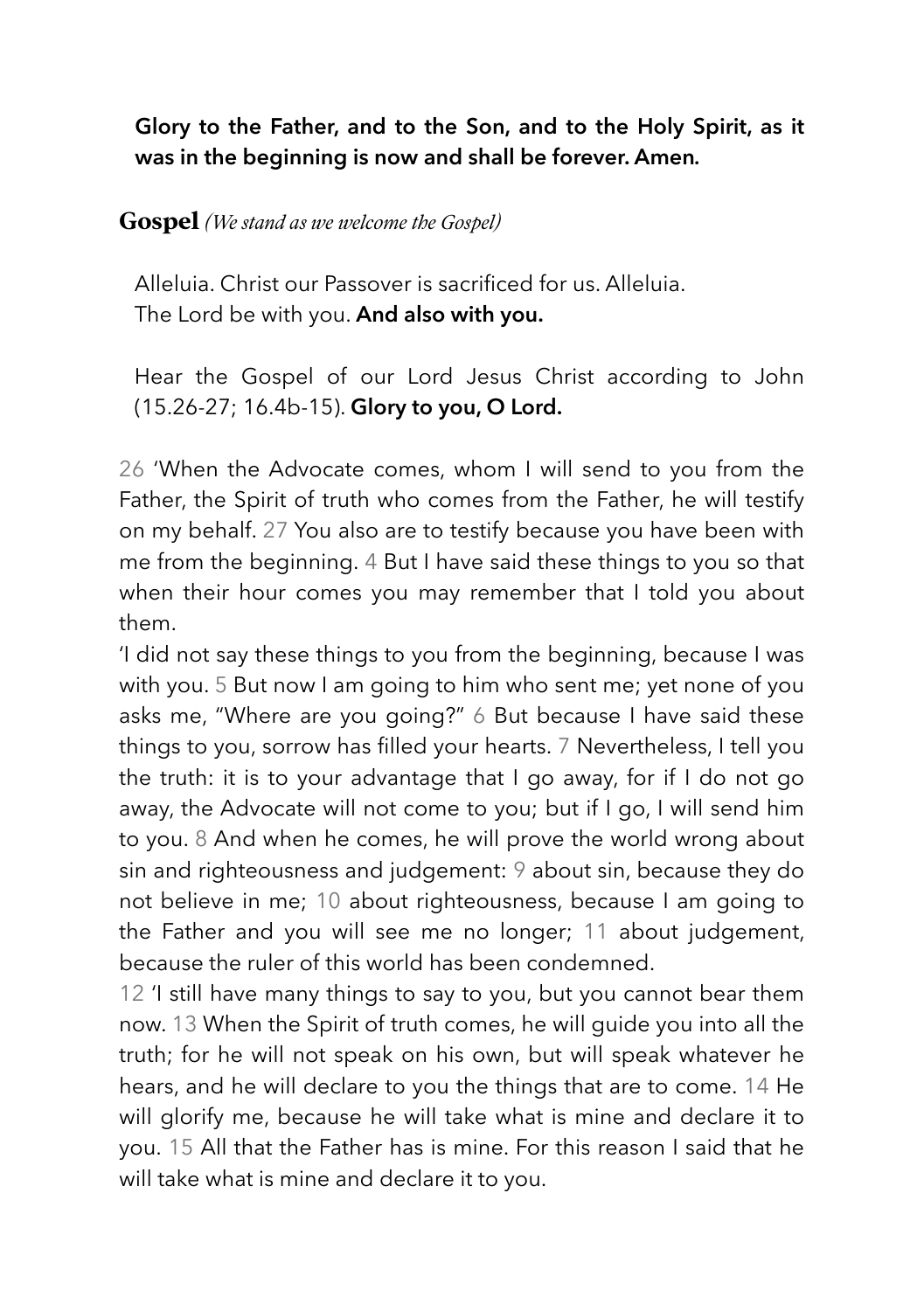**Glory to the Father, and to the Son, and to the Holy Spirit, as it was in the beginning is now and shall be forever. Amen.**

## Gospel *(We stand as we welcome the Gospel)*

Alleluia. Christ our Passover is sacrificed for us. Alleluia.
The Lord be with you. **And also with you.**

Hear the Gospel of our Lord Jesus Christ according to John (15.26-27; 16.4b-15). **Glory to you, O Lord.**

26 'When the Advocate comes, whom I will send to you from the Father, the Spirit of truth who comes from the Father, he will testify on my behalf. 27 You also are to testify because you have been with me from the beginning. 4 But I have said these things to you so that when their hour comes you may remember that I told you about them.

'I did not say these things to you from the beginning, because I was with you. 5 But now I am going to him who sent me; yet none of you asks me, "Where are you going?" 6 But because I have said these things to you, sorrow has filled your hearts. 7 Nevertheless, I tell you the truth: it is to your advantage that I go away, for if I do not go away, the Advocate will not come to you; but if I go, I will send him to you. 8 And when he comes, he will prove the world wrong about sin and righteousness and judgement: 9 about sin, because they do not believe in me; 10 about righteousness, because I am going to the Father and you will see me no longer; 11 about judgement, because the ruler of this world has been condemned.

12 'I still have many things to say to you, but you cannot bear them now. 13 When the Spirit of truth comes, he will guide you into all the truth; for he will not speak on his own, but will speak whatever he hears, and he will declare to you the things that are to come. 14 He will glorify me, because he will take what is mine and declare it to you. 15 All that the Father has is mine. For this reason I said that he will take what is mine and declare it to you.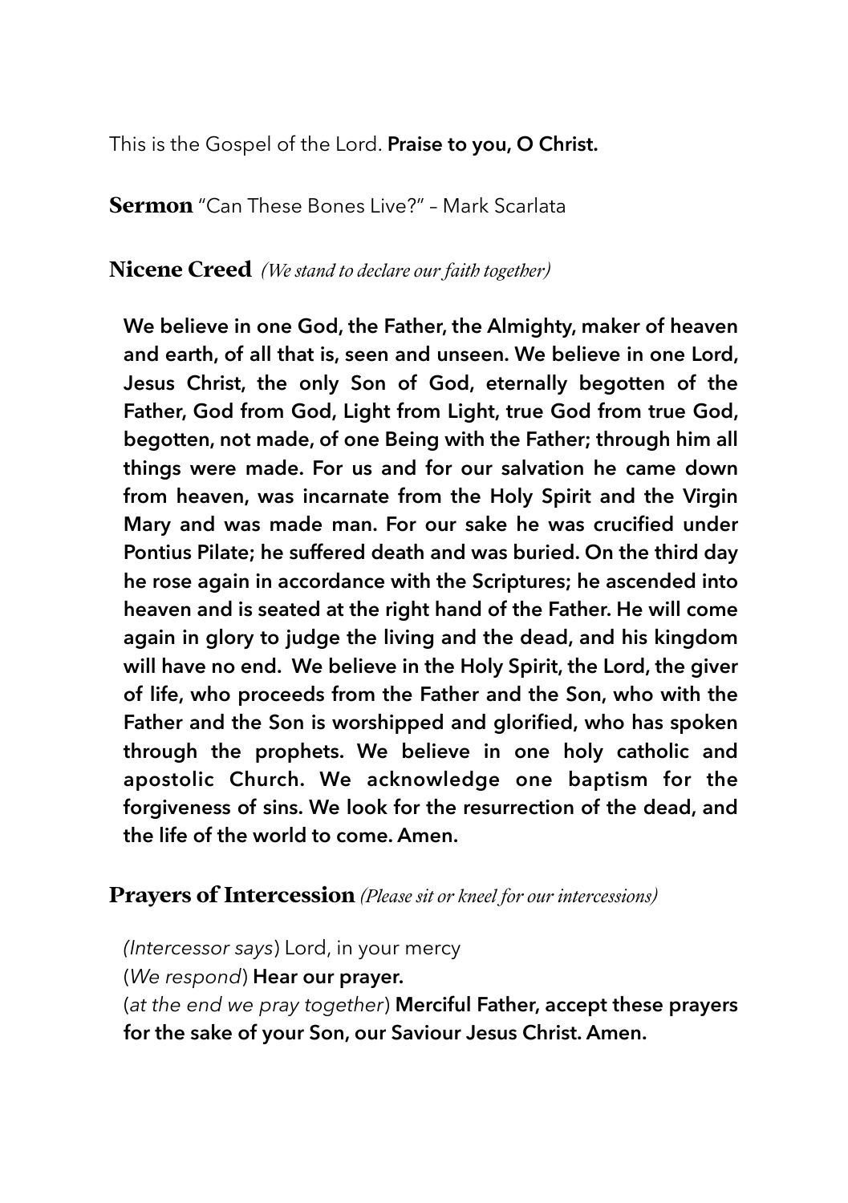This is the Gospel of the Lord. **Praise to you, O Christ.**

## Sermon "Can These Bones Live?" – Mark Scarlata

## Nicene Creed *(We stand to declare our faith together)*

**We believe in one God, the Father, the Almighty, maker of heaven and earth, of all that is, seen and unseen. We believe in one Lord, Jesus Christ, the only Son of God, eternally begotten of the Father, God from God, Light from Light, true God from true God, begotten, not made, of one Being with the Father; through him all things were made. For us and for our salvation he came down from heaven, was incarnate from the Holy Spirit and the Virgin Mary and was made man. For our sake he was crucified under Pontius Pilate; he suffered death and was buried. On the third day he rose again in accordance with the Scriptures; he ascended into heaven and is seated at the right hand of the Father. He will come again in glory to judge the living and the dead, and his kingdom will have no end. We believe in the Holy Spirit, the Lord, the giver of life, who proceeds from the Father and the Son, who with the Father and the Son is worshipped and glorified, who has spoken through the prophets. We believe in one holy catholic and apostolic Church. We acknowledge one baptism for the forgiveness of sins. We look for the resurrection of the dead, and the life of the world to come. Amen.**

## Prayers of Intercession *(Please sit or kneel for our intercessions)*

*(Intercessor says*) Lord, in your mercy
(*We respond*) **Hear our prayer.**
(*at the end we pray together*) **Merciful Father, accept these prayers for the sake of your Son, our Saviour Jesus Christ. Amen.**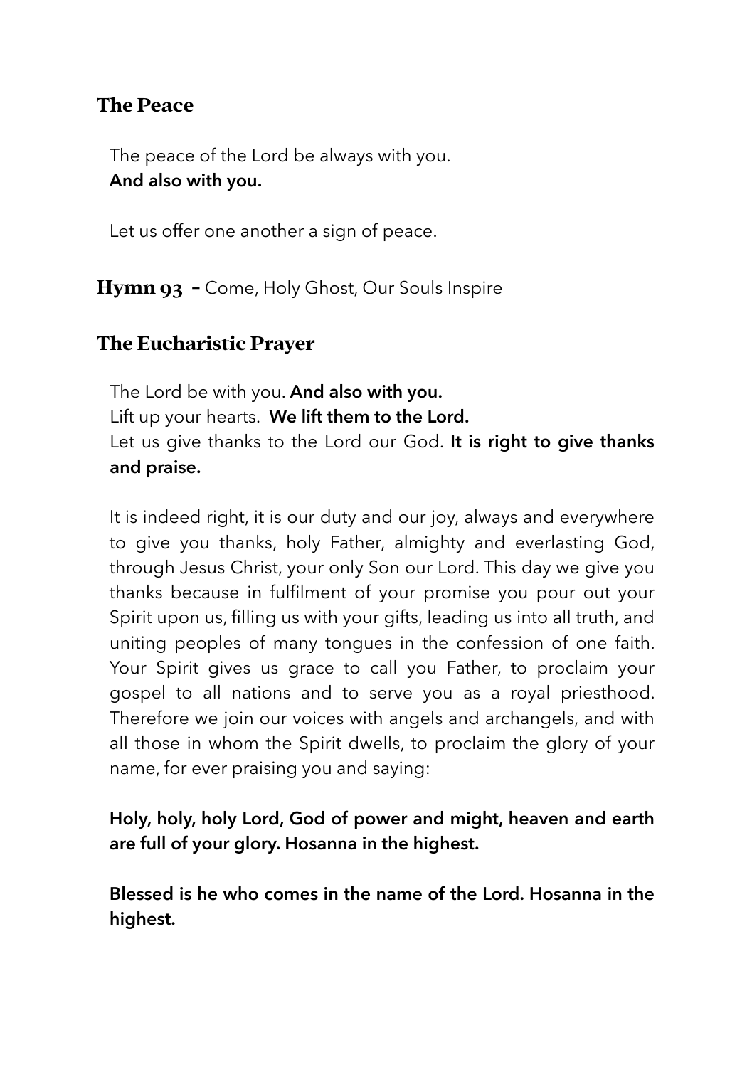## The Peace

The peace of the Lord be always with you.
**And also with you.**

Let us offer one another a sign of peace.

**Hymn 93** – Come, Holy Ghost, Our Souls Inspire

## The Eucharistic Prayer

The Lord be with you. **And also with you.**
Lift up your hearts. **We lift them to the Lord.**
Let us give thanks to the Lord our God. **It is right to give thanks and praise.**

It is indeed right, it is our duty and our joy, always and everywhere to give you thanks, holy Father, almighty and everlasting God, through Jesus Christ, your only Son our Lord. This day we give you thanks because in fulfilment of your promise you pour out your Spirit upon us, filling us with your gifts, leading us into all truth, and uniting peoples of many tongues in the confession of one faith. Your Spirit gives us grace to call you Father, to proclaim your gospel to all nations and to serve you as a royal priesthood. Therefore we join our voices with angels and archangels, and with all those in whom the Spirit dwells, to proclaim the glory of your name, for ever praising you and saying:

**Holy, holy, holy Lord, God of power and might, heaven and earth are full of your glory. Hosanna in the highest.**

**Blessed is he who comes in the name of the Lord. Hosanna in the highest.**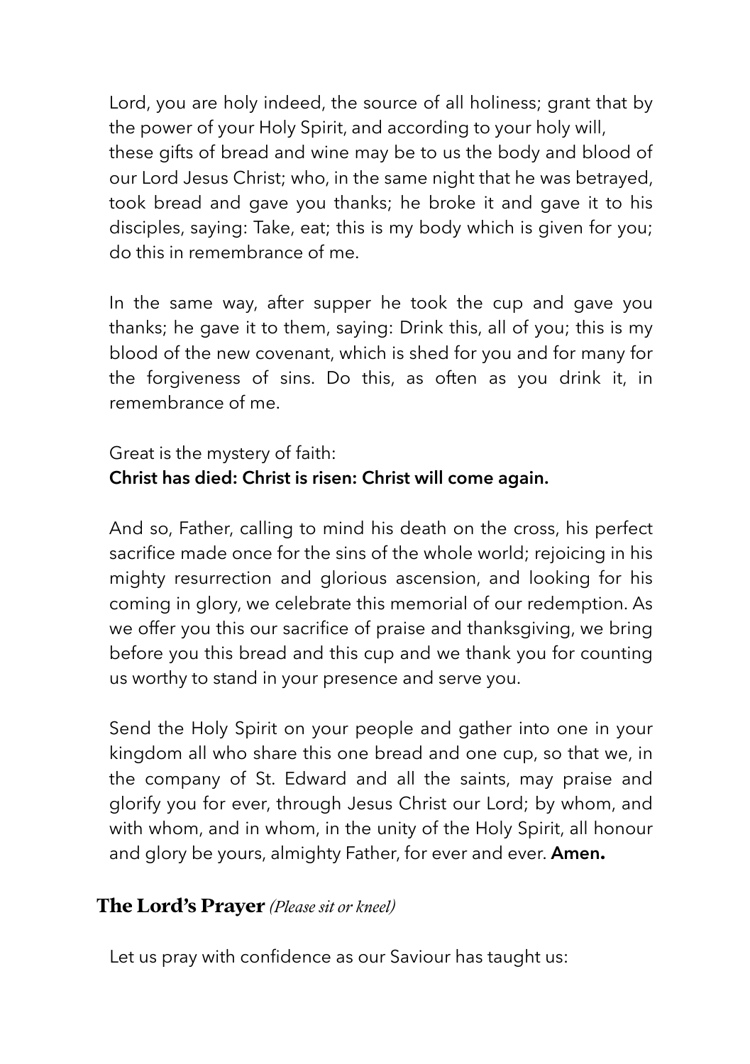Lord, you are holy indeed, the source of all holiness; grant that by the power of your Holy Spirit, and according to your holy will, these gifts of bread and wine may be to us the body and blood of our Lord Jesus Christ; who, in the same night that he was betrayed, took bread and gave you thanks; he broke it and gave it to his disciples, saying: Take, eat; this is my body which is given for you; do this in remembrance of me.

In the same way, after supper he took the cup and gave you thanks; he gave it to them, saying: Drink this, all of you; this is my blood of the new covenant, which is shed for you and for many for the forgiveness of sins. Do this, as often as you drink it, in remembrance of me.

Great is the mystery of faith:
**Christ has died: Christ is risen: Christ will come again.**

And so, Father, calling to mind his death on the cross, his perfect sacrifice made once for the sins of the whole world; rejoicing in his mighty resurrection and glorious ascension, and looking for his coming in glory, we celebrate this memorial of our redemption. As we offer you this our sacrifice of praise and thanksgiving, we bring before you this bread and this cup and we thank you for counting us worthy to stand in your presence and serve you.

Send the Holy Spirit on your people and gather into one in your kingdom all who share this one bread and one cup, so that we, in the company of St. Edward and all the saints, may praise and glorify you for ever, through Jesus Christ our Lord; by whom, and with whom, and in whom, in the unity of the Holy Spirit, all honour and glory be yours, almighty Father, for ever and ever. **Amen.**

## The Lord's Prayer *(Please sit or kneel)*

Let us pray with confidence as our Saviour has taught us: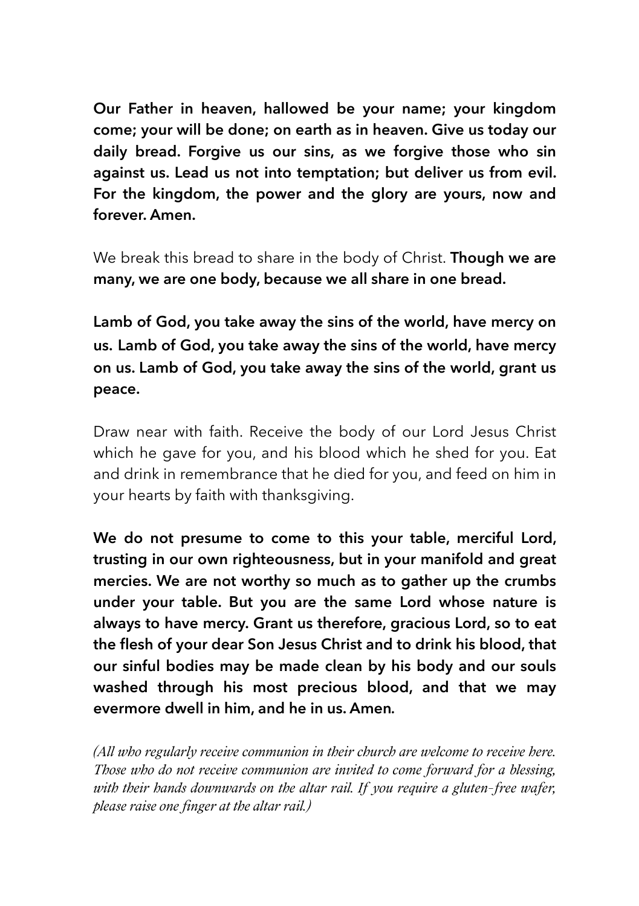**Our Father in heaven, hallowed be your name; your kingdom come; your will be done; on earth as in heaven. Give us today our daily bread. Forgive us our sins, as we forgive those who sin against us. Lead us not into temptation; but deliver us from evil. For the kingdom, the power and the glory are yours, now and forever. Amen.**

We break this bread to share in the body of Christ. **Though we are many, we are one body, because we all share in one bread.**

**Lamb of God, you take away the sins of the world, have mercy on us. Lamb of God, you take away the sins of the world, have mercy on us. Lamb of God, you take away the sins of the world, grant us peace.**

Draw near with faith. Receive the body of our Lord Jesus Christ which he gave for you, and his blood which he shed for you. Eat and drink in remembrance that he died for you, and feed on him in your hearts by faith with thanksgiving.

**We do not presume to come to this your table, merciful Lord, trusting in our own righteousness, but in your manifold and great mercies. We are not worthy so much as to gather up the crumbs under your table. But you are the same Lord whose nature is always to have mercy. Grant us therefore, gracious Lord, so to eat the flesh of your dear Son Jesus Christ and to drink his blood, that our sinful bodies may be made clean by his body and our souls washed through his most precious blood, and that we may evermore dwell in him, and he in us. Amen.**

*(All who regularly receive communion in their church are welcome to receive here. Those who do not receive communion are invited to come forward for a blessing, with their hands downwards on the altar rail. If you require a gluten-free wafer, please raise one finger at the altar rail.)*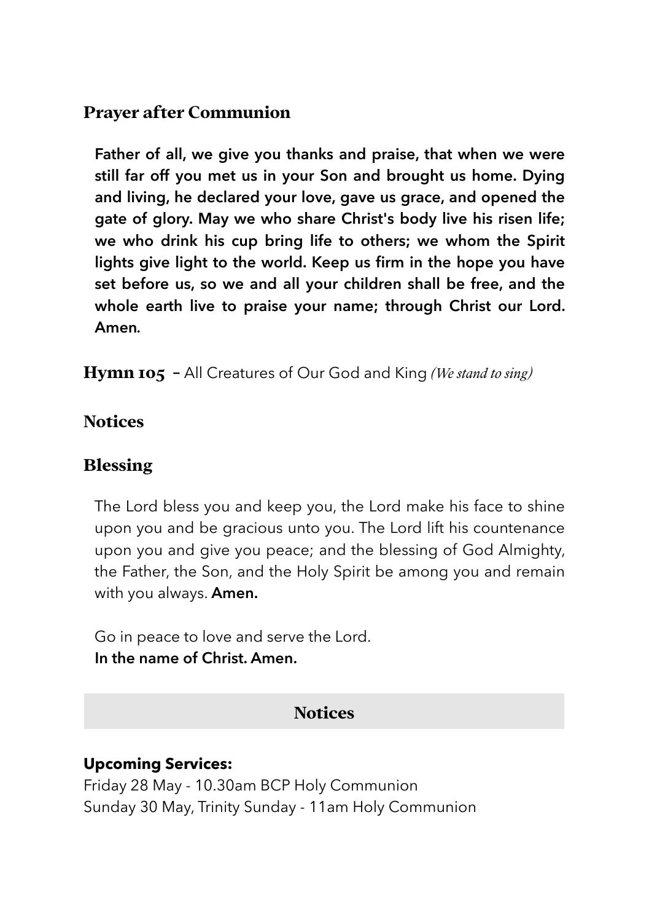## Prayer after Communion

**Father of all, we give you thanks and praise, that when we were still far off you met us in your Son and brought us home. Dying and living, he declared your love, gave us grace, and opened the gate of glory. May we who share Christ's body live his risen life; we who drink his cup bring life to others; we whom the Spirit lights give light to the world. Keep us firm in the hope you have set before us, so we and all your children shall be free, and the whole earth live to praise your name; through Christ our Lord. Amen.**

**Hymn 105** – All Creatures of Our God and King *(We stand to sing)*

## Notices

## Blessing

The Lord bless you and keep you, the Lord make his face to shine upon you and be gracious unto you. The Lord lift his countenance upon you and give you peace; and the blessing of God Almighty, the Father, the Son, and the Holy Spirit be among you and remain with you always. **Amen.**

Go in peace to love and serve the Lord.
**In the name of Christ. Amen.**

## Notices

**Upcoming Services:**
Friday 28 May - 10.30am BCP Holy Communion
Sunday 30 May, Trinity Sunday - 11am Holy Communion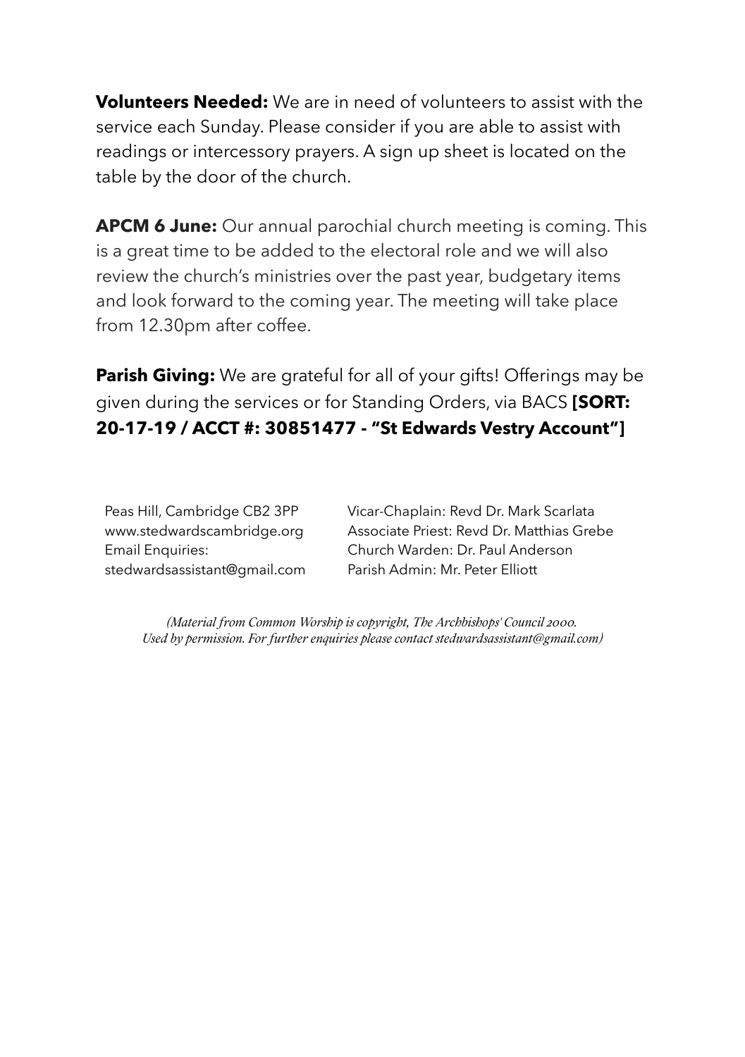**Volunteers Needed:** We are in need of volunteers to assist with the service each Sunday. Please consider if you are able to assist with readings or intercessory prayers. A sign up sheet is located on the table by the door of the church.

**APCM 6 June:** Our annual parochial church meeting is coming. This is a great time to be added to the electoral role and we will also review the church's ministries over the past year, budgetary items and look forward to the coming year. The meeting will take place from 12.30pm after coffee.

**Parish Giving:** We are grateful for all of your gifts! Offerings may be given during the services or for Standing Orders, via BACS **[SORT: 20-17-19 / ACCT #: 30851477 - "St Edwards Vestry Account"]**

Peas Hill, Cambridge CB2 3PP
www.stedwardscambridge.org
Email Enquiries:
stedwardsassistant@gmail.com

Vicar-Chaplain: Revd Dr. Mark Scarlata
Associate Priest: Revd Dr. Matthias Grebe
Church Warden: Dr. Paul Anderson
Parish Admin: Mr. Peter Elliott

*(Material from Common Worship is copyright, The Archbishops' Council 2000. Used by permission. For further enquiries please contact stedwardsassistant@gmail.com)*